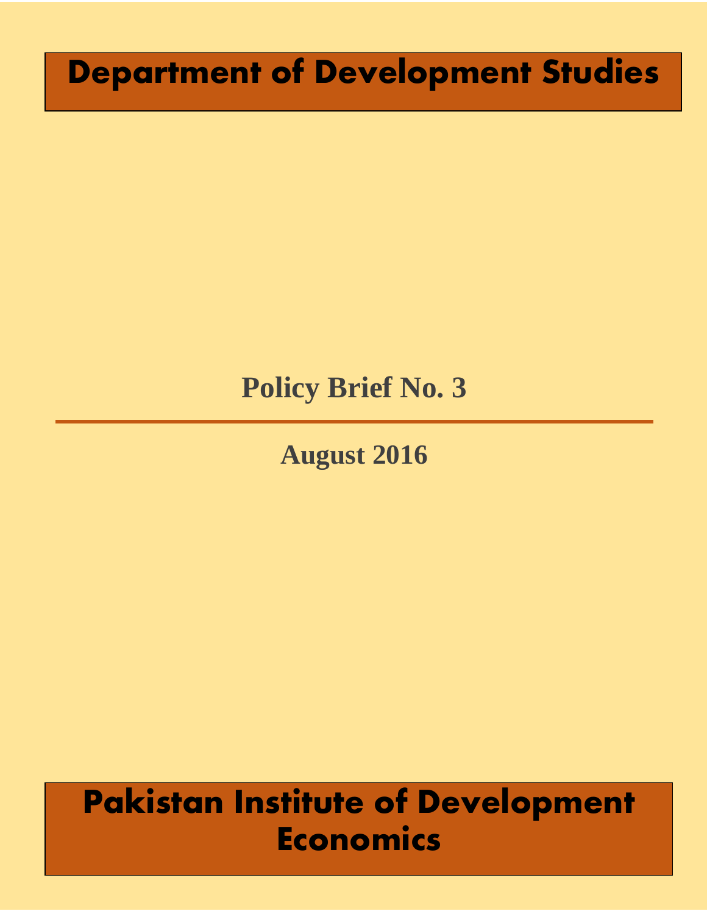# Department of Development Studies

## Policy Brief No. 3

---

### August 2016

# Pakistan Institute of Development Economics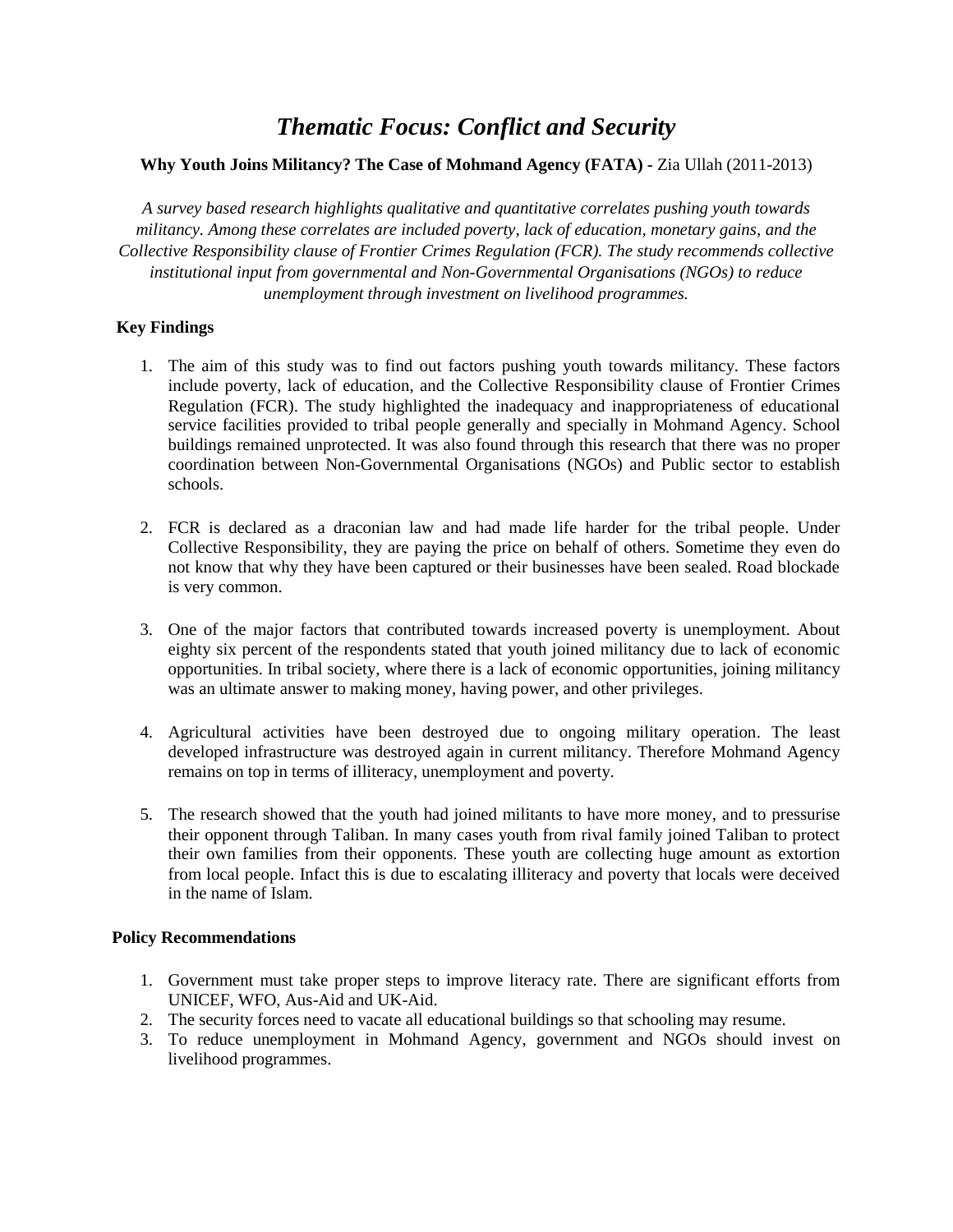# *Thematic Focus: Conflict and Security*

**Why Youth Joins Militancy? The Case of Mohmand Agency (FATA) -** Zia Ullah (2011-2013)

*A survey based research highlights qualitative and quantitative correlates pushing youth towards militancy. Among these correlates are included poverty, lack of education, monetary gains, and the Collective Responsibility clause of Frontier Crimes Regulation (FCR). The study recommends collective institutional input from governmental and Non-Governmental Organisations (NGOs) to reduce unemployment through investment on livelihood programmes.*

### Key Findings

1. The aim of this study was to find out factors pushing youth towards militancy. These factors include poverty, lack of education, and the Collective Responsibility clause of Frontier Crimes Regulation (FCR). The study highlighted the inadequacy and inappropriateness of educational service facilities provided to tribal people generally and specially in Mohmand Agency. School buildings remained unprotected. It was also found through this research that there was no proper coordination between Non-Governmental Organisations (NGOs) and Public sector to establish schools.

2. FCR is declared as a draconian law and had made life harder for the tribal people. Under Collective Responsibility, they are paying the price on behalf of others. Sometime they even do not know that why they have been captured or their businesses have been sealed. Road blockade is very common.

3. One of the major factors that contributed towards increased poverty is unemployment. About eighty six percent of the respondents stated that youth joined militancy due to lack of economic opportunities. In tribal society, where there is a lack of economic opportunities, joining militancy was an ultimate answer to making money, having power, and other privileges.

4. Agricultural activities have been destroyed due to ongoing military operation. The least developed infrastructure was destroyed again in current militancy. Therefore Mohmand Agency remains on top in terms of illiteracy, unemployment and poverty.

5. The research showed that the youth had joined militants to have more money, and to pressurise their opponent through Taliban. In many cases youth from rival family joined Taliban to protect their own families from their opponents. These youth are collecting huge amount as extortion from local people. Infact this is due to escalating illiteracy and poverty that locals were deceived in the name of Islam.

### Policy Recommendations

1. Government must take proper steps to improve literacy rate. There are significant efforts from UNICEF, WFO, Aus-Aid and UK-Aid.
2. The security forces need to vacate all educational buildings so that schooling may resume.
3. To reduce unemployment in Mohmand Agency, government and NGOs should invest on livelihood programmes.